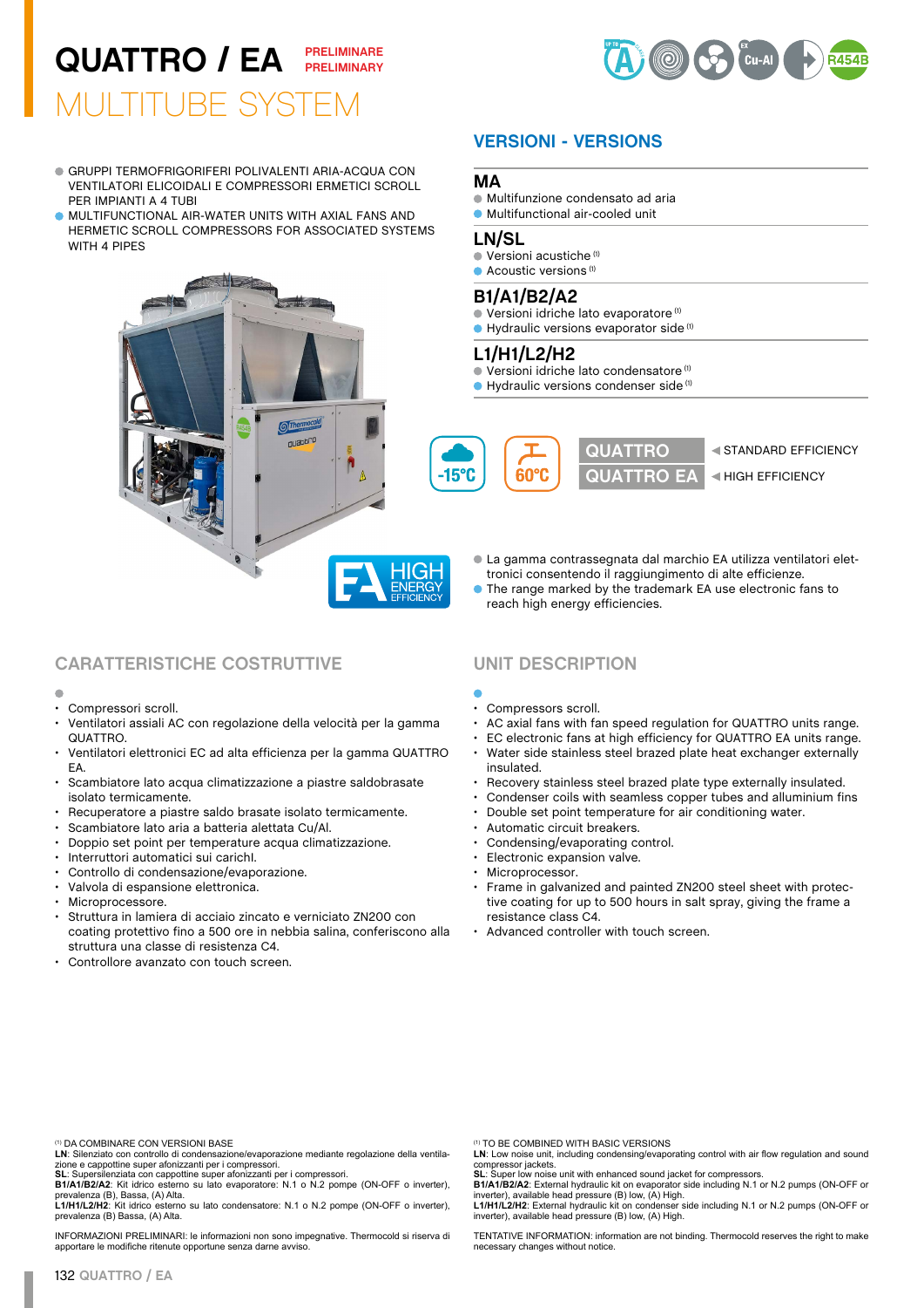# QUATTRO / EA

PRELIMINARE
PRELIMINARY

## MULTITUBE SYSTEM

- GRUPPI TERMOFRIGORIFERI POLIVALENTI ARIA-ACQUA CON VENTILATORI ELICOIDALI E COMPRESSORI ERMETICI SCROLL PER IMPIANTI A 4 TUBI
- MULTIFUNCTIONAL AIR-WATER UNITS WITH AXIAL FANS AND HERMETIC SCROLL COMPRESSORS FOR ASSOCIATED SYSTEMS WITH 4 PIPES

## VERSIONI - VERSIONS

**MA**
- Multifunzione condensato ad aria
- Multifunctional air-cooled unit

**LN/SL**
- Versioni acustiche (1)
- Acoustic versions (1)

**B1/A1/B2/A2**
- Versioni idriche lato evaporatore (1)
- Hydraulic versions evaporator side (1)

**L1/H1/L2/H2**
- Versioni idriche lato condensatore (1)
- Hydraulic versions condenser side (1)

-15°C | 60°C

QUATTRO ◄ STANDARD EFFICIENCY
QUATTRO EA ◄ HIGH EFFICIENCY

EA HIGH ENERGY EFFICIENCY

- La gamma contrassegnata dal marchio EA utilizza ventilatori elettronici consentendo il raggiungimento di alte efficienze.
- The range marked by the trademark EA use electronic fans to reach high energy efficiencies.

## CARATTERISTICHE COSTRUTTIVE

- Compressori scroll.
- Ventilatori assiali AC con regolazione della velocità per la gamma QUATTRO.
- Ventilatori elettronici EC ad alta efficienza per la gamma QUATTRO EA.
- Scambiatore lato acqua climatizzazione a piastre saldobrasate isolato termicamente.
- Recuperatore a piastre saldo brasate isolato termicamente.
- Scambiatore lato aria a batteria alettata Cu/Al.
- Doppio set point per temperature acqua climatizzazione.
- Interruttori automatici sui carichl.
- Controllo di condensazione/evaporazione.
- Valvola di espansione elettronica.
- Microprocessore.
- Struttura in lamiera di acciaio zincato e verniciato ZN200 con coating protettivo fino a 500 ore in nebbia salina, conferiscono alla struttura una classe di resistenza C4.
- Controllore avanzato con touch screen.

## UNIT DESCRIPTION

- Compressors scroll.
- AC axial fans with fan speed regulation for QUATTRO units range.
- EC electronic fans at high efficiency for QUATTRO EA units range.
- Water side stainless steel brazed plate heat exchanger externally insulated.
- Recovery stainless steel brazed plate type externally insulated.
- Condenser coils with seamless copper tubes and alluminium fins
- Double set point temperature for air conditioning water.
- Automatic circuit breakers.
- Condensing/evaporating control.
- Electronic expansion valve.
- Microprocessor.
- Frame in galvanized and painted ZN200 steel sheet with protective coating for up to 500 hours in salt spray, giving the frame a resistance class C4.
- Advanced controller with touch screen.

(1) DA COMBINARE CON VERSIONI BASE
**LN**: Silenziato con controllo di condensazione/evaporazione mediante regolazione della ventilazione e cappottine super afonizzanti per i compressori.
**SL**: Supersilenziata con cappottine super afonizzanti per i compressori.
**B1/A1/B2/A2**: Kit idrico esterno su lato evaporatore: N.1 o N.2 pompe (ON-OFF o inverter), prevalenza (B). Bassa, (A) Alta.
**L1/H1/L2/H2**: Kit idrico esterno su lato condensatore: N.1 o N.2 pompe (ON-OFF o inverter), prevalenza (B) Bassa, (A) Alta.

INFORMAZIONI PRELIMINARI: le informazioni non sono impegnative. Thermocold si riserva di apportare le modifiche ritenute opportune senza darne avviso.

(1) TO BE COMBINED WITH BASIC VERSIONS
**LN**: Low noise unit, including condensing/evaporating control with air flow regulation and sound compressor jackets.
**SL**: Super low noise unit with enhanced sound jacket for compressors.
**B1/A1/B2/A2**: External hydraulic kit on evaporator side including N.1 or N.2 pumps (ON-OFF or inverter), available head pressure (B) low, (A) High.
**L1/H1/L2/H2**: External hydraulic kit on condenser side including N.1 or N.2 pumps (ON-OFF or inverter), available head pressure (B) low, (A) High.

TENTATIVE INFORMATION: information are not binding. Thermocold reserves the right to make necessary changes without notice.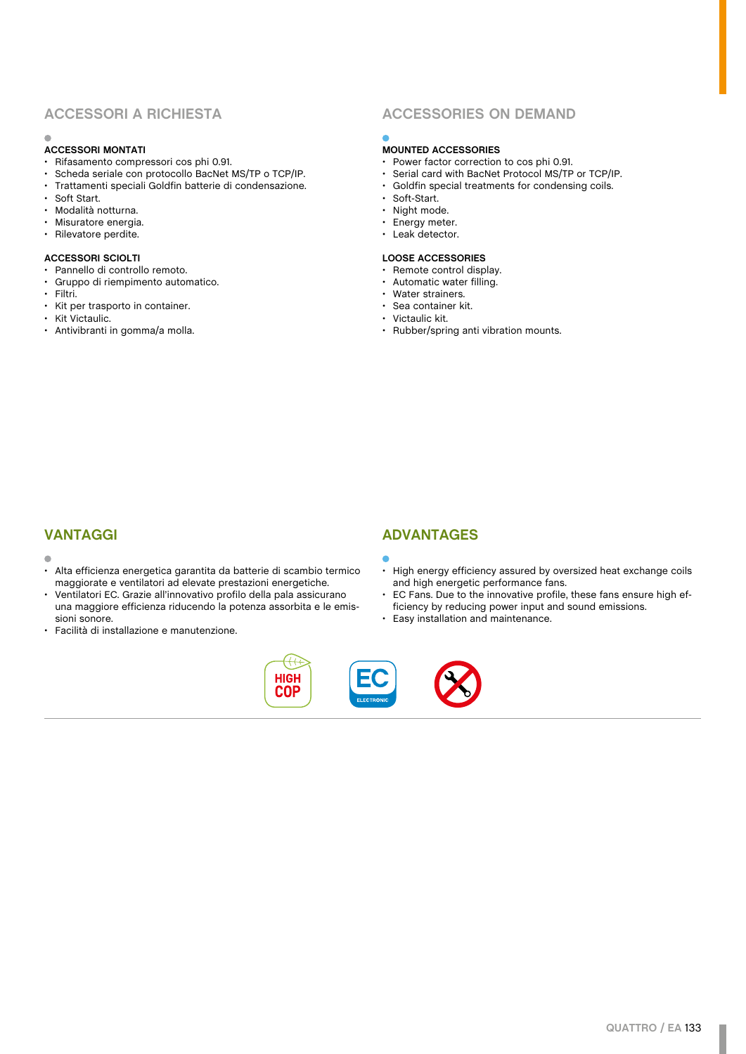## ACCESSORI A RICHIESTA

**ACCESSORI MONTATI**
- Rifasamento compressori cos phi 0.91.
- Scheda seriale con protocollo BacNet MS/TP o TCP/IP.
- Trattamenti speciali Goldfin batterie di condensazione.
- Soft Start.
- Modalità notturna.
- Misuratore energia.
- Rilevatore perdite.

**ACCESSORI SCIOLTI**
- Pannello di controllo remoto.
- Gruppo di riempimento automatico.
- Filtri.
- Kit per trasporto in container.
- Kit Victaulic.
- Antivibranti in gomma/a molla.

## ACCESSORIES ON DEMAND

**MOUNTED ACCESSORIES**
- Power factor correction to cos phi 0.91.
- Serial card with BacNet Protocol MS/TP or TCP/IP.
- Goldfin special treatments for condensing coils.
- Soft-Start.
- Night mode.
- Energy meter.
- Leak detector.

**LOOSE ACCESSORIES**
- Remote control display.
- Automatic water filling.
- Water strainers.
- Sea container kit.
- Victaulic kit.
- Rubber/spring anti vibration mounts.

## VANTAGGI

- Alta efficienza energetica garantita da batterie di scambio termico maggiorate e ventilatori ad elevate prestazioni energetiche.
- Ventilatori EC. Grazie all'innovativo profilo della pala assicurano una maggiore efficienza riducendo la potenza assorbita e le emissioni sonore.
- Facilità di installazione e manutenzione.

## ADVANTAGES

- High energy efficiency assured by oversized heat exchange coils and high energetic performance fans.
- EC Fans. Due to the innovative profile, these fans ensure high efficiency by reducing power input and sound emissions.
- Easy installation and maintenance.

HIGH COP

EC ELECTRONIC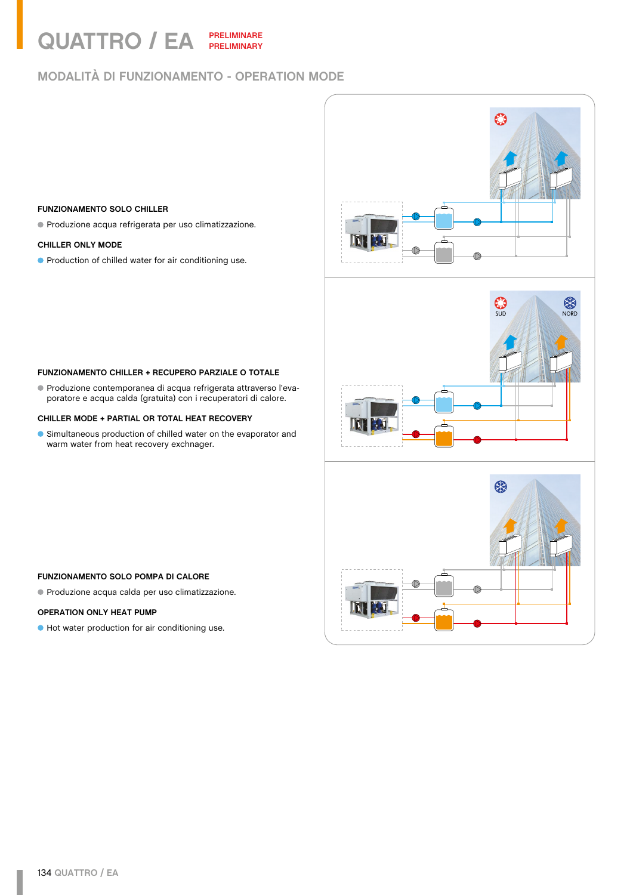# QUATTRO / EA

PRELIMINARE
PRELIMINARY

## MODALITÀ DI FUNZIONAMENTO - OPERATION MODE

**FUNZIONAMENTO SOLO CHILLER**

- Produzione acqua refrigerata per uso climatizzazione.

**CHILLER ONLY MODE**

- Production of chilled water for air conditioning use.

**FUNZIONAMENTO CHILLER + RECUPERO PARZIALE O TOTALE**

- Produzione contemporanea di acqua refrigerata attraverso l'evaporatore e acqua calda (gratuita) con i recuperatori di calore.

**CHILLER MODE + PARTIAL OR TOTAL HEAT RECOVERY**

- Simultaneous production of chilled water on the evaporator and warm water from heat recovery exchnager.

**FUNZIONAMENTO SOLO POMPA DI CALORE**

- Produzione acqua calda per uso climatizzazione.

**OPERATION ONLY HEAT PUMP**

- Hot water production for air conditioning use.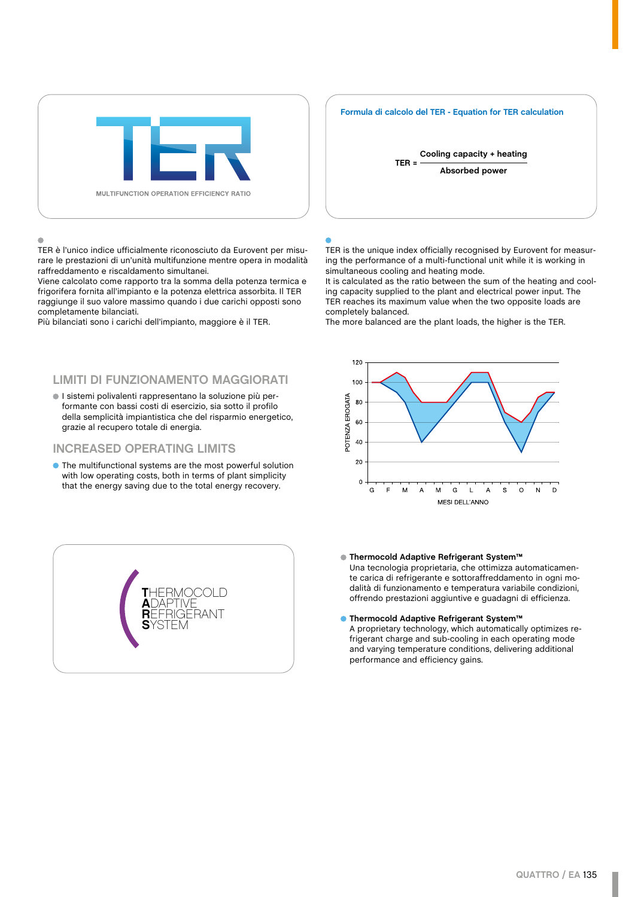TER

MULTIFUNCTION OPERATION EFFICIENCY RATIO

**Formula di calcolo del TER - Equation for TER calculation**

$$TER = \frac{\text{Cooling capacity + heating}}{\text{Absorbed power}}$$

TER è l'unico indice ufficialmente riconosciuto da Eurovent per misurare le prestazioni di un'unità multifunzione mentre opera in modalità raffreddamento e riscaldamento simultanei.
Viene calcolato come rapporto tra la somma della potenza termica e frigorifera fornita all'impianto e la potenza elettrica assorbita. Il TER raggiunge il suo valore massimo quando i due carichi opposti sono completamente bilanciati.
Più bilanciati sono i carichi dell'impianto, maggiore è il TER.

TER is the unique index officially recognised by Eurovent for measuring the performance of a multi-functional unit while it is working in simultaneous cooling and heating mode.
It is calculated as the ratio between the sum of the heating and cooling capacity supplied to the plant and electrical power input. The TER reaches its maximum value when the two opposite loads are completely balanced.
The more balanced are the plant loads, the higher is the TER.

## LIMITI DI FUNZIONAMENTO MAGGIORATI

- I sistemi polivalenti rappresentano la soluzione più performante con bassi costi di esercizio, sia sotto il profilo della semplicità impiantistica che del risparmio energetico, grazie al recupero totale di energia.

## INCREASED OPERATING LIMITS

- The multifunctional systems are the most powerful solution with low operating costs, both in terms of plant simplicity that the energy saving due to the total energy recovery.

POTENZA EROGATA (0–120) / MESI DELL'ANNO (G F M A M G L A S O N D)

THERMOCOLD ADAPTIVE REFRIGERANT SYSTEM

**Thermocold Adaptive Refrigerant System™**
Una tecnologia proprietaria, che ottimizza automaticamente carica di refrigerante e sottoraffreddamento in ogni modalità di funzionamento e temperatura variabile condizioni, offrendo prestazioni aggiuntive e guadagni di efficienza.

**Thermocold Adaptive Refrigerant System™**
A proprietary technology, which automatically optimizes refrigerant charge and sub-cooling in each operating mode and varying temperature conditions, delivering additional performance and efficiency gains.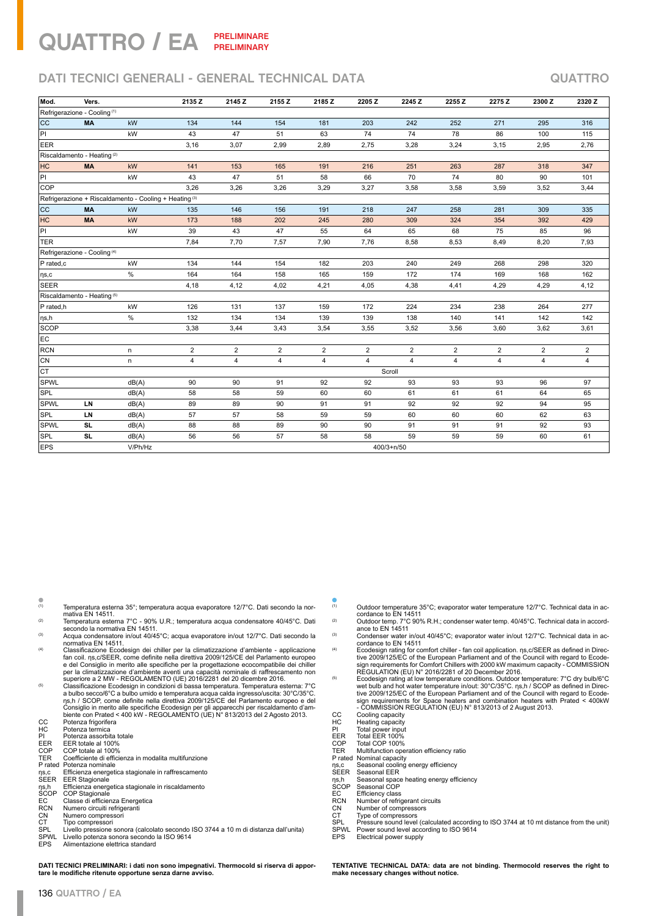# QUATTRO / EA

**PRELIMINARE**
**PRELIMINARY**

## DATI TECNICI GENERALI - GENERAL TECHNICAL DATA

**QUATTRO**

| Mod. | Vers. | | 2135 Z | 2145 Z | 2155 Z | 2185 Z | 2205 Z | 2245 Z | 2255 Z | 2275 Z | 2300 Z | 2320 Z |
|---|---|---|---|---|---|---|---|---|---|---|---|---|
| Refrigerazione - Cooling (1) | | | | | | | | | | | | |
| CC | MA | kW | 134 | 144 | 154 | 181 | 203 | 242 | 252 | 271 | 295 | 316 |
| PI | | kW | 43 | 47 | 51 | 63 | 74 | 74 | 78 | 86 | 100 | 115 |
| EER | | | 3,16 | 3,07 | 2,99 | 2,89 | 2,75 | 3,28 | 3,24 | 3,15 | 2,95 | 2,76 |
| Riscaldamento - Heating (2) | | | | | | | | | | | | |
| HC | MA | kW | 141 | 153 | 165 | 191 | 216 | 251 | 263 | 287 | 318 | 347 |
| PI | | kW | 43 | 47 | 51 | 58 | 66 | 70 | 74 | 80 | 90 | 101 |
| COP | | | 3,26 | 3,26 | 3,26 | 3,29 | 3,27 | 3,58 | 3,58 | 3,59 | 3,52 | 3,44 |
| Refrigerazione + Riscaldamento - Cooling + Heating (3) | | | | | | | | | | | | |
| CC | MA | kW | 135 | 146 | 156 | 191 | 218 | 247 | 258 | 281 | 309 | 335 |
| HC | MA | kW | 173 | 188 | 202 | 245 | 280 | 309 | 324 | 354 | 392 | 429 |
| PI | | kW | 39 | 43 | 47 | 55 | 64 | 65 | 68 | 75 | 85 | 96 |
| TER | | | 7,84 | 7,70 | 7,57 | 7,90 | 7,76 | 8,58 | 8,53 | 8,49 | 8,20 | 7,93 |
| Refrigerazione - Cooling (4) | | | | | | | | | | | | |
| P rated,c | | kW | 134 | 144 | 154 | 182 | 203 | 240 | 249 | 268 | 298 | 320 |
| ηs,c | | % | 164 | 164 | 158 | 165 | 159 | 172 | 174 | 169 | 168 | 162 |
| SEER | | | 4,18 | 4,12 | 4,02 | 4,21 | 4,05 | 4,38 | 4,41 | 4,29 | 4,29 | 4,12 |
| Riscaldamento - Heating (5) | | | | | | | | | | | | |
| P rated,h | | kW | 126 | 131 | 137 | 159 | 172 | 224 | 234 | 238 | 264 | 277 |
| ηs,h | | % | 132 | 134 | 134 | 139 | 139 | 138 | 140 | 141 | 142 | 142 |
| SCOP | | | 3,38 | 3,44 | 3,43 | 3,54 | 3,55 | 3,52 | 3,56 | 3,60 | 3,62 | 3,61 |
| EC | | | | | | | | | | | | |
| RCN | | n | 2 | 2 | 2 | 2 | 2 | 2 | 2 | 2 | 2 | 2 |
| CN | | n | 4 | 4 | 4 | 4 | 4 | 4 | 4 | 4 | 4 | 4 |
| CT | | | Scroll | | | | | | | | | |
| SPWL | | dB(A) | 90 | 90 | 91 | 92 | 92 | 93 | 93 | 93 | 96 | 97 |
| SPL | | dB(A) | 58 | 58 | 59 | 60 | 60 | 61 | 61 | 61 | 64 | 65 |
| SPWL | LN | dB(A) | 89 | 89 | 90 | 91 | 91 | 92 | 92 | 92 | 94 | 95 |
| SPL | LN | dB(A) | 57 | 57 | 58 | 59 | 59 | 60 | 60 | 60 | 62 | 63 |
| SPWL | SL | dB(A) | 88 | 88 | 89 | 90 | 90 | 91 | 91 | 91 | 92 | 93 |
| SPL | SL | dB(A) | 56 | 56 | 57 | 58 | 58 | 59 | 59 | 59 | 60 | 61 |
| EPS | | V/Ph/Hz | 400/3+n/50 | | | | | | | | | |

(1) Temperatura esterna 35°; temperatura acqua evaporatore 12/7°C. Dati secondo la normativa EN 14511.

(2) Temperatura esterna 7°C - 90% U.R.; temperatura acqua condensatore 40/45°C. Dati secondo la normativa EN 14511.

(3) Acqua condensatore in/out 40/45°C; acqua evaporatore in/out 12/7°C. Dati secondo la normativa EN 14511.

(4) Classificazione Ecodesign dei chiller per la climatizzazione d'ambiente - applicazione fan coil. ηs,c/SEER, come definite nella direttiva 2009/125/CE del Parlamento europeo e del Consiglio in merito alle specifiche per la progettazione ecocompatibile dei chiller per la climatizzazione d'ambiente aventi una capacità nominale di raffrescamento non superiore a 2 MW - REGOLAMENTO (UE) 2016/2281 del 20 dicembre 2016.

(5) Classificazione Ecodesign in condizioni di bassa temperatura. Temperatura esterna: 7°C a bulbo secco/6°C a bulbo umido e temperatura acqua calda ingresso/uscita: 30°C/35°C. ηs,h / SCOP, come definite nella direttiva 2009/125/CE del Parlamento europeo e del Consiglio in merito alle specifiche Ecodesign per gli apparecchi per riscaldamento d'ambiente con Prated < 400 kW - REGOLAMENTO (UE) N° 813/2013 del 2 Agosto 2013.

- CC Potenza frigorifera
- HC Potenza termica
- PI Potenza assorbita totale
- EER EER totale al 100%
- COP COP totale al 100%
- TER Coefficiente di efficienza in modalita multifunzione
- P rated Potenza nominale
- ηs,c Efficienza energetica stagionale in raffrescamento
- SEER EER Stagionale
- ηs,h Efficienza energetica stagionale in riscaldamento
- SCOP COP Stagionale
- EC Classe di efficienza Energetica
- RCN Numero circuiti refrigeranti
- CN Numero compressori
- CT Tipo compressori
- SPL Livello pressione sonora (calcolato secondo ISO 3744 a 10 m di distanza dall'unita)
- SPWL Livello potenza sonora secondo la ISO 9614
- EPS Alimentazione elettrica standard

**DATI TECNICI PRELIMINARI: i dati non sono impegnativi. Thermocold si riserva di apportare le modifiche ritenute opportune senza darne avviso.**

(1) Outdoor temperature 35°C; evaporator water temperature 12/7°C. Technical data in accordance to EN 14511

(2) Outdoor temp. 7°C 90% R.H.; condenser water temp. 40/45°C. Technical data in accordance to EN 14511

(3) Condenser water in/out 40/45°C; evaporator water in/out 12/7°C. Technical data in accordance to EN 14511

(4) Ecodesign rating for comfort chiller - fan coil application. ηs,c/SEER as defined in Directive 2009/125/EC of the European Parliament and of the Council with regard to Ecodesign requirements for Comfort Chillers with 2000 kW maximum capacity - COMMISSION REGULATION (EU) N° 2016/2281 of 20 December 2016.

(5) Ecodesign rating at low temperature conditions. Outdoor temperature: 7°C dry bulb/6°C wet bulb and hot water temperature in/out: 30°C/35°C. ηs,h / SCOP as defined in Directive 2009/125/EC of the European Parliament and of the Council with regard to Ecodesign requirements for Space heaters and combination heaters with Prated < 400kW - COMMISSION REGULATION (EU) N° 813/2013 of 2 August 2013.

- CC Cooling capacity
- HC Heating capacity
- PI Total power input
- EER Total EER 100%
- COP Total COP 100%
- TER Multifunction operation efficiency ratio
- P rated Nominal capacity
- ηs,c Seasonal cooling energy efficiency
- SEER Seasonal EER
- ηs,h Seasonal space heating energy efficiency
- SCOP Seasonal COP
- EC Efficiency class
- RCN Number of refrigerant circuits
- CN Number of compressors
- CT Type of compressors
- SPL Pressure sound level (calculated according to ISO 3744 at 10 mt distance from the unit)
- SPWL Power sound level according to ISO 9614
- EPS Electrical power supply

**TENTATIVE TECHNICAL DATA: data are not binding. Thermocold reserves the right to make necessary changes without notice.**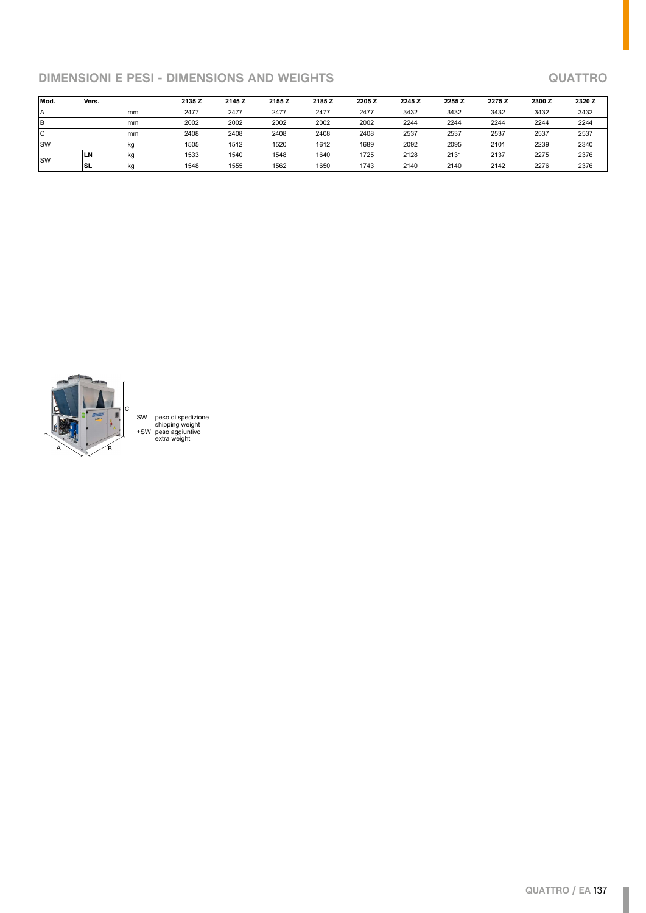## DIMENSIONI E PESI - DIMENSIONS AND WEIGHTS

QUATTRO

| Mod. | Vers. | | 2135 Z | 2145 Z | 2155 Z | 2185 Z | 2205 Z | 2245 Z | 2255 Z | 2275 Z | 2300 Z | 2320 Z |
|---|---|---|---|---|---|---|---|---|---|---|---|---|
| A | | mm | 2477 | 2477 | 2477 | 2477 | 2477 | 3432 | 3432 | 3432 | 3432 | 3432 |
| B | | mm | 2002 | 2002 | 2002 | 2002 | 2002 | 2244 | 2244 | 2244 | 2244 | 2244 |
| C | | mm | 2408 | 2408 | 2408 | 2408 | 2408 | 2537 | 2537 | 2537 | 2537 | 2537 |
| SW | | kg | 1505 | 1512 | 1520 | 1612 | 1689 | 2092 | 2095 | 2101 | 2239 | 2340 |
| SW | LN | kg | 1533 | 1540 | 1548 | 1640 | 1725 | 2128 | 2131 | 2137 | 2275 | 2376 |
| | SL | kg | 1548 | 1555 | 1562 | 1650 | 1743 | 2140 | 2140 | 2142 | 2276 | 2376 |

SW peso di spedizione
shipping weight
+SW peso aggiuntivo
extra weight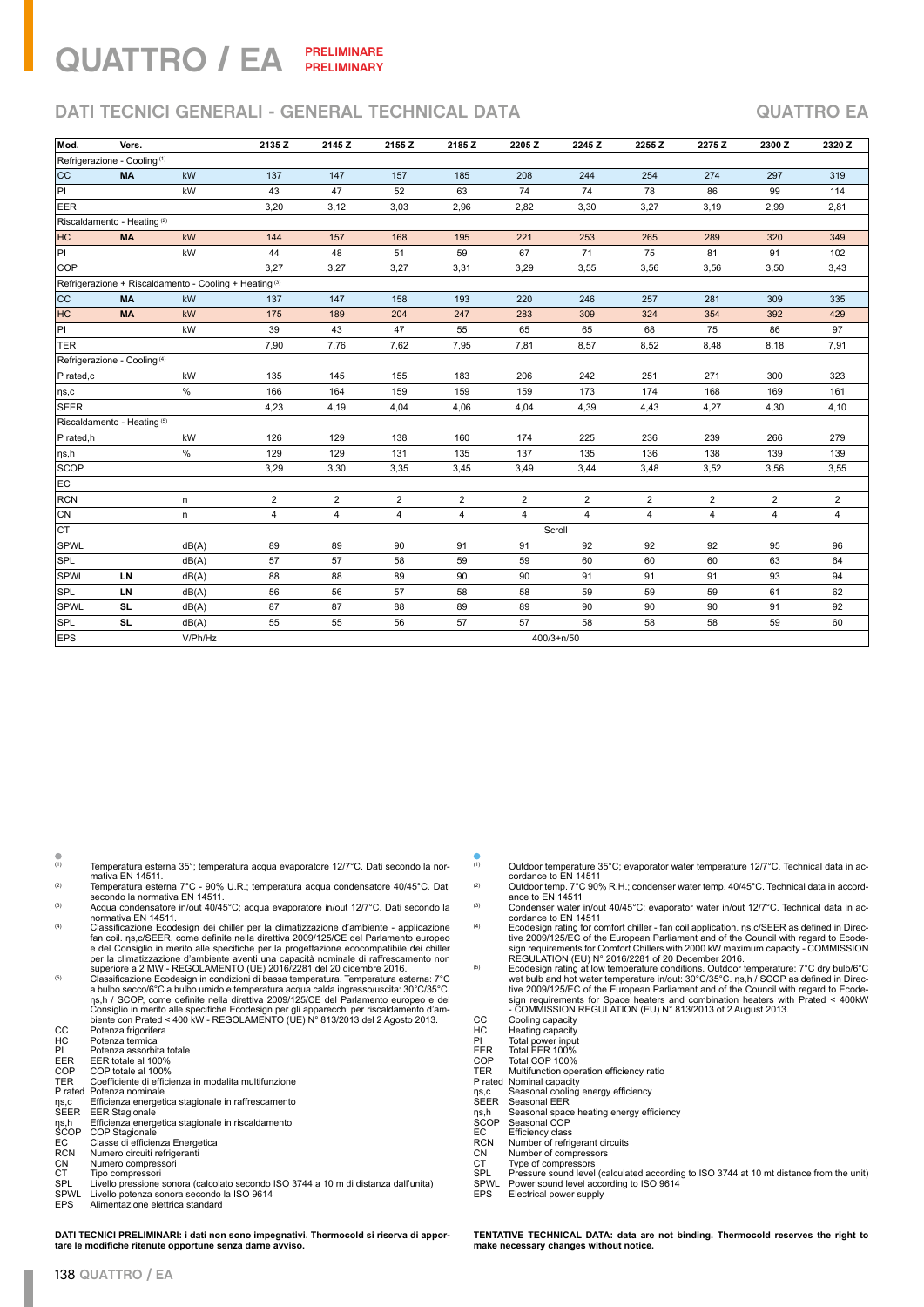# QUATTRO / EA PRELIMINARE PRELIMINARY

## DATI TECNICI GENERALI - GENERAL TECHNICAL DATA

QUATTRO EA

| Mod. | Vers. | | 2135 Z | 2145 Z | 2155 Z | 2185 Z | 2205 Z | 2245 Z | 2255 Z | 2275 Z | 2300 Z | 2320 Z |
|---|---|---|---|---|---|---|---|---|---|---|---|---|
| Refrigerazione - Cooling (1) | | | | | | | | | | | | |
| CC | **MA** | kW | 137 | 147 | 157 | 185 | 208 | 244 | 254 | 274 | 297 | 319 |
| PI | | kW | 43 | 47 | 52 | 63 | 74 | 74 | 78 | 86 | 99 | 114 |
| EER | | | 3,20 | 3,12 | 3,03 | 2,96 | 2,82 | 3,30 | 3,27 | 3,19 | 2,99 | 2,81 |
| Riscaldamento - Heating (2) | | | | | | | | | | | | |
| HC | **MA** | kW | 144 | 157 | 168 | 195 | 221 | 253 | 265 | 289 | 320 | 349 |
| PI | | kW | 44 | 48 | 51 | 59 | 67 | 71 | 75 | 81 | 91 | 102 |
| COP | | | 3,27 | 3,27 | 3,27 | 3,31 | 3,29 | 3,55 | 3,56 | 3,56 | 3,50 | 3,43 |
| Refrigerazione + Riscaldamento - Cooling + Heating (3) | | | | | | | | | | | | |
| CC | **MA** | kW | 137 | 147 | 158 | 193 | 220 | 246 | 257 | 281 | 309 | 335 |
| HC | **MA** | kW | 175 | 189 | 204 | 247 | 283 | 309 | 324 | 354 | 392 | 429 |
| PI | | kW | 39 | 43 | 47 | 55 | 65 | 65 | 68 | 75 | 86 | 97 |
| TER | | | 7,90 | 7,76 | 7,62 | 7,95 | 7,81 | 8,57 | 8,52 | 8,48 | 8,18 | 7,91 |
| Refrigerazione - Cooling (4) | | | | | | | | | | | | |
| P rated,c | | kW | 135 | 145 | 155 | 183 | 206 | 242 | 251 | 271 | 300 | 323 |
| ηs,c | | % | 166 | 164 | 159 | 159 | 159 | 173 | 174 | 168 | 169 | 161 |
| SEER | | | 4,23 | 4,19 | 4,04 | 4,06 | 4,04 | 4,39 | 4,43 | 4,27 | 4,30 | 4,10 |
| Riscaldamento - Heating (5) | | | | | | | | | | | | |
| P rated,h | | kW | 126 | 129 | 138 | 160 | 174 | 225 | 236 | 239 | 266 | 279 |
| ηs,h | | % | 129 | 129 | 131 | 135 | 137 | 135 | 136 | 138 | 139 | 139 |
| SCOP | | | 3,29 | 3,30 | 3,35 | 3,45 | 3,49 | 3,44 | 3,48 | 3,52 | 3,56 | 3,55 |
| EC | | | | | | | | | | | | |
| RCN | | n | 2 | 2 | 2 | 2 | 2 | 2 | 2 | 2 | 2 | 2 |
| CN | | n | 4 | 4 | 4 | 4 | 4 | 4 | 4 | 4 | 4 | 4 |
| CT | | | Scroll | | | | | | | | | |
| SPWL | | dB(A) | 89 | 89 | 90 | 91 | 91 | 92 | 92 | 92 | 95 | 96 |
| SPL | | dB(A) | 57 | 57 | 58 | 59 | 59 | 60 | 60 | 60 | 63 | 64 |
| SPWL | **LN** | dB(A) | 88 | 88 | 89 | 90 | 90 | 91 | 91 | 91 | 93 | 94 |
| SPL | **LN** | dB(A) | 56 | 56 | 57 | 58 | 58 | 59 | 59 | 59 | 61 | 62 |
| SPWL | **SL** | dB(A) | 87 | 87 | 88 | 89 | 89 | 90 | 90 | 90 | 91 | 92 |
| SPL | **SL** | dB(A) | 55 | 55 | 56 | 57 | 57 | 58 | 58 | 58 | 59 | 60 |
| EPS | | V/Ph/Hz | 400/3+n/50 | | | | | | | | | |

(1) Temperatura esterna 35°; temperatura acqua evaporatore 12/7°C. Dati secondo la normativa EN 14511.
(2) Temperatura esterna 7°C - 90% U.R.; temperatura acqua condensatore 40/45°C. Dati secondo la normativa EN 14511.
(3) Acqua condensatore in/out 40/45°C; acqua evaporatore in/out 12/7°C. Dati secondo la normativa EN 14511.
(4) Classificazione Ecodesign dei chiller per la climatizzazione d'ambiente - applicazione fan coil. ηs,c/SEER, come definite nella direttiva 2009/125/CE del Parlamento europeo e del Consiglio in merito alle specifiche per la progettazione ecocompatibile dei chiller per la climatizzazione d'ambiente aventi una capacità nominale di raffrescamento non superiore a 2 MW - REGOLAMENTO (UE) 2016/2281 del 20 dicembre 2016.
(5) Classificazione Ecodesign in condizioni di bassa temperatura. Temperatura esterna: 7°C a bulbo secco/6°C a bulbo umido e temperatura acqua calda ingresso/uscita: 30°C/35°C. ηs,h / SCOP, come definite nella direttiva 2009/125/CE del Parlamento europeo e del Consiglio in merito alle specifiche Ecodesign per gli apparecchi per riscaldamento d'ambiente con Prated < 400 kW - REGOLAMENTO (UE) N° 813/2013 del 2 Agosto 2013.

- CC Potenza frigorifera
- HC Potenza termica
- PI Potenza assorbita totale
- EER EER totale al 100%
- COP COP totale al 100%
- TER Coefficiente di efficienza in modalita multifunzione
- P rated Potenza nominale
- ηs,c Efficienza energetica stagionale in raffrescamento
- SEER EER Stagionale
- ηs,h Efficienza energetica stagionale in riscaldamento
- SCOP COP Stagionale
- EC Classe di efficienza Energetica
- RCN Numero circuiti refrigeranti
- CN Numero compressori
- CT Tipo compressori
- SPL Livello pressione sonora (calcolato secondo ISO 3744 a 10 m di distanza dall'unita)
- SPWL Livello potenza sonora secondo la ISO 9614
- EPS Alimentazione elettrica standard

**DATI TECNICI PRELIMINARI: i dati non sono impegnativi. Thermocold si riserva di apportare le modifiche ritenute opportune senza darne avviso.**

(1) Outdoor temperature 35°C; evaporator water temperature 12/7°C. Technical data in accordance to EN 14511
(2) Outdoor temp. 7°C 90% R.H.; condenser water temp. 40/45°C. Technical data in accordance to EN 14511
(3) Condenser water in/out 40/45°C; evaporator water in/out 12/7°C. Technical data in accordance to EN 14511
(4) Ecodesign rating for comfort chiller - fan coil application. ηs,c/SEER as defined in Directive 2009/125/EC of the European Parliament and of the Council with regard to Ecodesign requirements for Comfort Chillers with 2000 kW maximum capacity - COMMISSION REGULATION (EU) N° 2016/2281 of 20 December 2016.
(5) Ecodesign rating at low temperature conditions. Outdoor temperature: 7°C dry bulb/6°C wet bulb and hot water temperature in/out: 30°C/35°C. ηs,h / SCOP as defined in Directive 2009/125/EC of the European Parliament and of the Council with regard to Ecodesign requirements for Space heaters and combination heaters with Prated < 400kW - COMMISSION REGULATION (EU) N° 813/2013 of 2 August 2013.

- CC Cooling capacity
- HC Heating capacity
- PI Total power input
- EER Total EER 100%
- COP Total COP 100%
- TER Multifunction operation efficiency ratio
- P rated Nominal capacity
- ηs,c Seasonal cooling energy efficiency
- SEER Seasonal EER
- ηs,h Seasonal space heating energy efficiency
- SCOP Seasonal COP
- EC Efficiency class
- RCN Number of refrigerant circuits
- CN Number of compressors
- CT Type of compressors
- SPL Pressure sound level (calculated according to ISO 3744 at 10 mt distance from the unit)
- SPWL Power sound level according to ISO 9614
- EPS Electrical power supply

**TENTATIVE TECHNICAL DATA: data are not binding. Thermocold reserves the right to make necessary changes without notice.**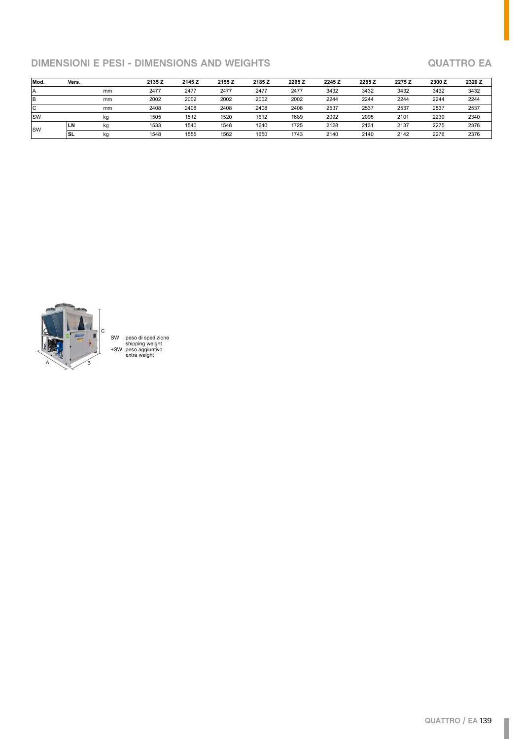## DIMENSIONI E PESI - DIMENSIONS AND WEIGHTS

## QUATTRO EA

| Mod. | Vers. | | 2135 Z | 2145 Z | 2155 Z | 2185 Z | 2205 Z | 2245 Z | 2255 Z | 2275 Z | 2300 Z | 2320 Z |
|---|---|---|---|---|---|---|---|---|---|---|---|---|
| A | | mm | 2477 | 2477 | 2477 | 2477 | 2477 | 3432 | 3432 | 3432 | 3432 | 3432 |
| B | | mm | 2002 | 2002 | 2002 | 2002 | 2002 | 2244 | 2244 | 2244 | 2244 | 2244 |
| C | | mm | 2408 | 2408 | 2408 | 2408 | 2408 | 2537 | 2537 | 2537 | 2537 | 2537 |
| SW | | kg | 1505 | 1512 | 1520 | 1612 | 1689 | 2092 | 2095 | 2101 | 2239 | 2340 |
| SW | LN | kg | 1533 | 1540 | 1548 | 1640 | 1725 | 2128 | 2131 | 2137 | 2275 | 2376 |
| | SL | kg | 1548 | 1555 | 1562 | 1650 | 1743 | 2140 | 2140 | 2142 | 2276 | 2376 |

A
B
C

SW peso di spedizione
shipping weight
+SW peso aggiuntivo
extra weight